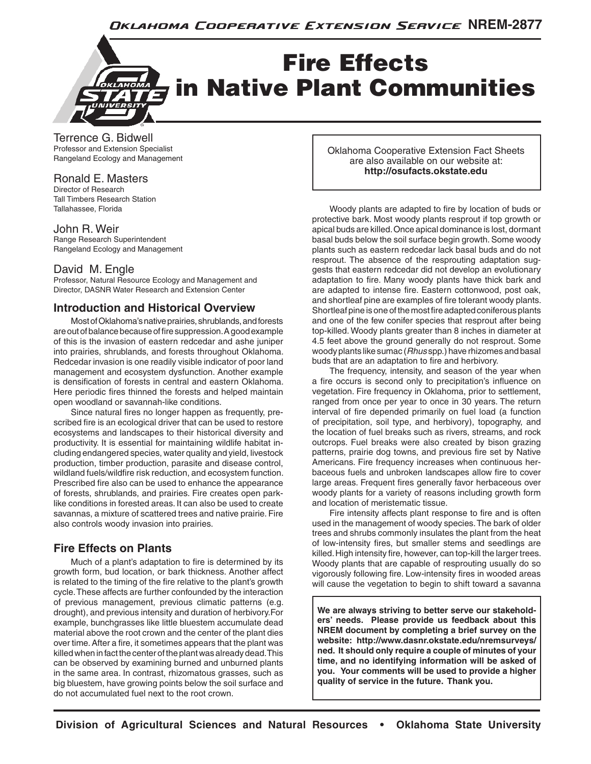Oklahoma Cooperative Extension Service NREM-2877

# Fire Effects in Native Plant Communities

Terrence G. Bidwell
Professor and Extension Specialist
Rangeland Ecology and Management

Ronald E. Masters
Director of Research
Tall Timbers Research Station
Tallahassee, Florida

John R. Weir
Range Research Superintendent
Rangeland Ecology and Management

David M. Engle
Professor, Natural Resource Ecology and Management and
Director, DASNR Water Research and Extension Center

Oklahoma Cooperative Extension Fact Sheets are also available on our website at: **http://osufacts.okstate.edu**

## Introduction and Historical Overview

Most of Oklahoma's native prairies, shrublands, and forests are out of balance because of fire suppression. A good example of this is the invasion of eastern redcedar and ashe juniper into prairies, shrublands, and forests throughout Oklahoma. Redcedar invasion is one readily visible indicator of poor land management and ecosystem dysfunction. Another example is densification of forests in central and eastern Oklahoma. Here periodic fires thinned the forests and helped maintain open woodland or savannah-like conditions.

Since natural fires no longer happen as frequently, prescribed fire is an ecological driver that can be used to restore ecosystems and landscapes to their historical diversity and productivity. It is essential for maintaining wildlife habitat including endangered species, water quality and yield, livestock production, timber production, parasite and disease control, wildland fuels/wildfire risk reduction, and ecosystem function. Prescribed fire also can be used to enhance the appearance of forests, shrublands, and prairies. Fire creates open park-like conditions in forested areas. It can also be used to create savannas, a mixture of scattered trees and native prairie. Fire also controls woody invasion into prairies.

## Fire Effects on Plants

Much of a plant's adaptation to fire is determined by its growth form, bud location, or bark thickness. Another affect is related to the timing of the fire relative to the plant's growth cycle. These affects are further confounded by the interaction of previous management, previous climatic patterns (e.g. drought), and previous intensity and duration of herbivory. For example, bunchgrasses like little bluestem accumulate dead material above the root crown and the center of the plant dies over time. After a fire, it sometimes appears that the plant was killed when in fact the center of the plant was already dead. This can be observed by examining burned and unburned plants in the same area. In contrast, rhizomatous grasses, such as big bluestem, have growing points below the soil surface and do not accumulated fuel next to the root crown.

Woody plants are adapted to fire by location of buds or protective bark. Most woody plants resprout if top growth or apical buds are killed. Once apical dominance is lost, dormant basal buds below the soil surface begin growth. Some woody plants such as eastern redcedar lack basal buds and do not resprout. The absence of the resprouting adaptation suggests that eastern redcedar did not develop an evolutionary adaptation to fire. Many woody plants have thick bark and are adapted to intense fire. Eastern cottonwood, post oak, and shortleaf pine are examples of fire tolerant woody plants. Shortleaf pine is one of the most fire adapted coniferous plants and one of the few conifer species that resprout after being top-killed. Woody plants greater than 8 inches in diameter at 4.5 feet above the ground generally do not resprout. Some woody plants like sumac (*Rhus* spp.) have rhizomes and basal buds that are an adaptation to fire and herbivory.

The frequency, intensity, and season of the year when a fire occurs is second only to precipitation's influence on vegetation. Fire frequency in Oklahoma, prior to settlement, ranged from once per year to once in 30 years. The return interval of fire depended primarily on fuel load (a function of precipitation, soil type, and herbivory), topography, and the location of fuel breaks such as rivers, streams, and rock outcrops. Fuel breaks were also created by bison grazing patterns, prairie dog towns, and previous fire set by Native Americans. Fire frequency increases when continuous herbaceous fuels and unbroken landscapes allow fire to cover large areas. Frequent fires generally favor herbaceous over woody plants for a variety of reasons including growth form and location of meristematic tissue.

Fire intensity affects plant response to fire and is often used in the management of woody species. The bark of older trees and shrubs commonly insulates the plant from the heat of low-intensity fires, but smaller stems and seedlings are killed. High intensity fire, however, can top-kill the larger trees. Woody plants that are capable of resprouting usually do so vigorously following fire. Low-intensity fires in wooded areas will cause the vegetation to begin to shift toward a savanna

**We are always striving to better serve our stakeholders' needs. Please provide us feedback about this NREM document by completing a brief survey on the website: http://www.dasnr.okstate.edu/nremsurveys/ned. It should only require a couple of minutes of your time, and no identifying information will be asked of you. Your comments will be used to provide a higher quality of service in the future. Thank you.**

**Division of Agricultural Sciences and Natural Resources • Oklahoma State University**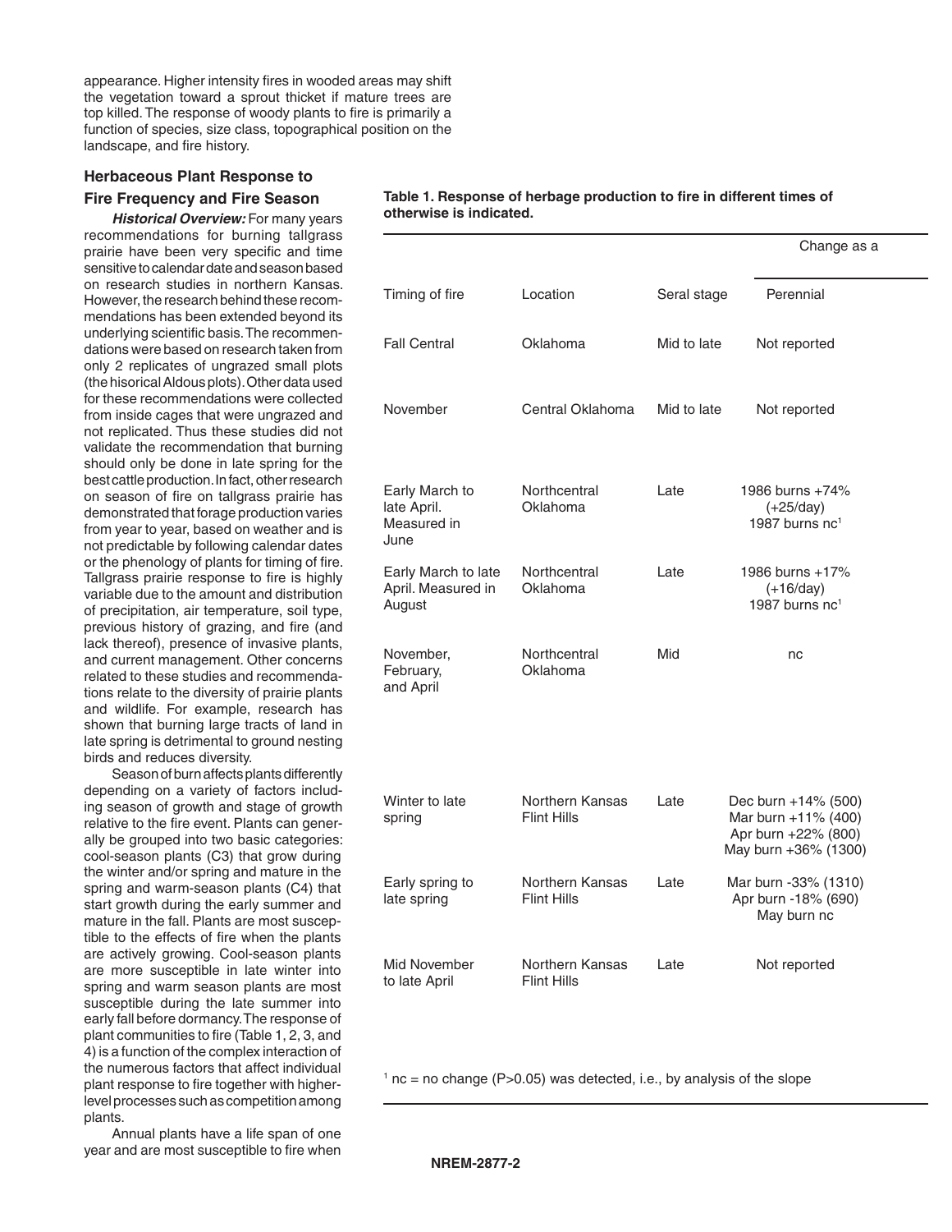appearance. Higher intensity fires in wooded areas may shift the vegetation toward a sprout thicket if mature trees are top killed. The response of woody plants to fire is primarily a function of species, size class, topographical position on the landscape, and fire history.

## Herbaceous Plant Response to Fire Frequency and Fire Season

***Historical Overview:*** For many years recommendations for burning tallgrass prairie have been very specific and time sensitive to calendar date and season based on research studies in northern Kansas. However, the research behind these recommendations has been extended beyond its underlying scientific basis. The recommendations were based on research taken from only 2 replicates of ungrazed small plots (the hisorical Aldous plots). Other data used for these recommendations were collected from inside cages that were ungrazed and not replicated. Thus these studies did not validate the recommendation that burning should only be done in late spring for the best cattle production. In fact, other research on season of fire on tallgrass prairie has demonstrated that forage production varies from year to year, based on weather and is not predictable by following calendar dates or the phenology of plants for timing of fire. Tallgrass prairie response to fire is highly variable due to the amount and distribution of precipitation, air temperature, soil type, previous history of grazing, and fire (and lack thereof), presence of invasive plants, and current management. Other concerns related to these studies and recommendations relate to the diversity of prairie plants and wildlife. For example, research has shown that burning large tracts of land in late spring is detrimental to ground nesting birds and reduces diversity.

Season of burn affects plants differently depending on a variety of factors including season of growth and stage of growth relative to the fire event. Plants can generally be grouped into two basic categories: cool-season plants (C3) that grow during the winter and/or spring and mature in the spring and warm-season plants (C4) that start growth during the early summer and mature in the fall. Plants are most susceptible to the effects of fire when the plants are actively growing. Cool-season plants are more susceptible in late winter into spring and warm season plants are most susceptible during the late summer into early fall before dormancy. The response of plant communities to fire (Table 1, 2, 3, and 4) is a function of the complex interaction of the numerous factors that affect individual plant response to fire together with higher-level processes such as competition among plants.

Annual plants have a life span of one year and are most susceptible to fire when

**Table 1. Response of herbage production to fire in different times of otherwise is indicated.**

| Timing of fire | Location | Seral stage | Change as a<br>Perennial |
|---|---|---|---|
| Fall Central | Oklahoma | Mid to late | Not reported |
| November | Central Oklahoma | Mid to late | Not reported |
| Early March to late April. Measured in June | Northcentral Oklahoma | Late | 1986 burns +74% (+25/day)<br>1987 burns nc[1] |
| Early March to late April. Measured in August | Northcentral Oklahoma | Late | 1986 burns +17% (+16/day)<br>1987 burns nc[1] |
| November, February, and April | Northcentral Oklahoma | Mid | nc |
| Winter to late spring | Northern Kansas Flint Hills | Late | Dec burn +14% (500)<br>Mar burn +11% (400)<br>Apr burn +22% (800)<br>May burn +36% (1300) |
| Early spring to late spring | Northern Kansas Flint Hills | Late | Mar burn -33% (1310)<br>Apr burn -18% (690)<br>May burn nc |
| Mid November to late April | Northern Kansas Flint Hills | Late | Not reported |

[1] nc = no change (P>0.05) was detected, i.e., by analysis of the slope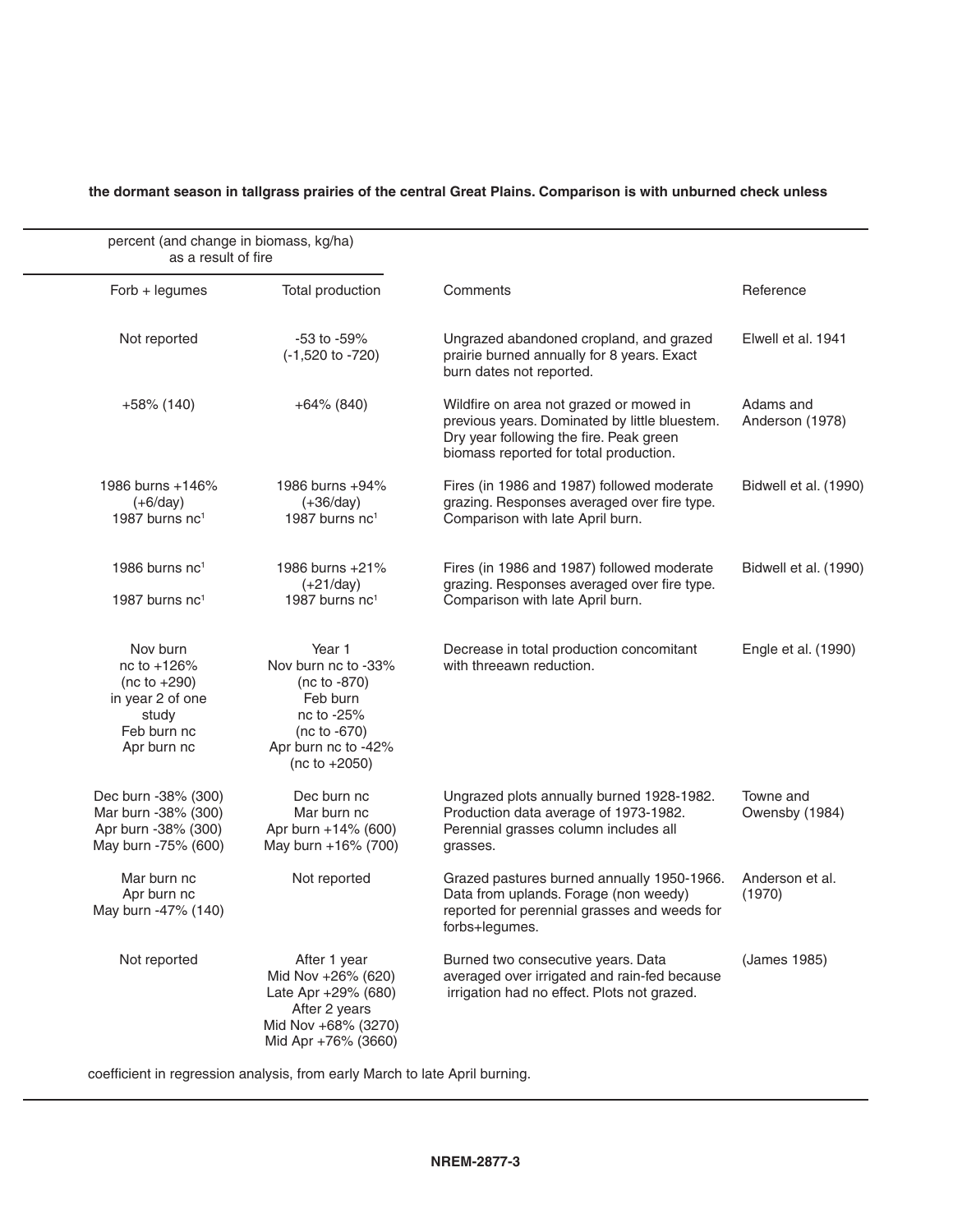**the dormant season in tallgrass prairies of the central Great Plains. Comparison is with unburned check unless**

| percent (and change in biomass, kg/ha) as a result of fire | | | |
|---|---|---|---|
| Forb + legumes | Total production | Comments | Reference |
| Not reported | -53 to -59% (-1,520 to -720) | Ungrazed abandoned cropland, and grazed prairie burned annually for 8 years. Exact burn dates not reported. | Elwell et al. 1941 |
| +58% (140) | +64% (840) | Wildfire on area not grazed or mowed in previous years. Dominated by little bluestem. Dry year following the fire. Peak green biomass reported for total production. | Adams and Anderson (1978) |
| 1986 burns +146% (+6/day) 1987 burns nc[1] | 1986 burns +94% (+36/day) 1987 burns nc[1] | Fires (in 1986 and 1987) followed moderate grazing. Responses averaged over fire type. Comparison with late April burn. | Bidwell et al. (1990) |
| 1986 burns nc[1] 1987 burns nc[1] | 1986 burns +21% (+21/day) 1987 burns nc[1] | Fires (in 1986 and 1987) followed moderate grazing. Responses averaged over fire type. Comparison with late April burn. | Bidwell et al. (1990) |
| Nov burn nc to +126% (nc to +290) in year 2 of one study Feb burn nc Apr burn nc | Year 1 Nov burn nc to -33% (nc to -870) Feb burn nc to -25% (nc to -670) Apr burn nc to -42% (nc to +2050) | Decrease in total production concomitant with threeawn reduction. | Engle et al. (1990) |
| Dec burn -38% (300) Mar burn -38% (300) Apr burn -38% (300) May burn -75% (600) | Dec burn nc Mar burn nc Apr burn +14% (600) May burn +16% (700) | Ungrazed plots annually burned 1928-1982. Production data average of 1973-1982. Perennial grasses column includes all grasses. | Towne and Owensby (1984) |
| Mar burn nc Apr burn nc May burn -47% (140) | Not reported | Grazed pastures burned annually 1950-1966. Data from uplands. Forage (non weedy) reported for perennial grasses and weeds for forbs+legumes. | Anderson et al. (1970) |
| Not reported | After 1 year Mid Nov +26% (620) Late Apr +29% (680) After 2 years Mid Nov +68% (3270) Mid Apr +76% (3660) | Burned two consecutive years. Data averaged over irrigated and rain-fed because irrigation had no effect. Plots not grazed. | (James 1985) |

coefficient in regression analysis, from early March to late April burning.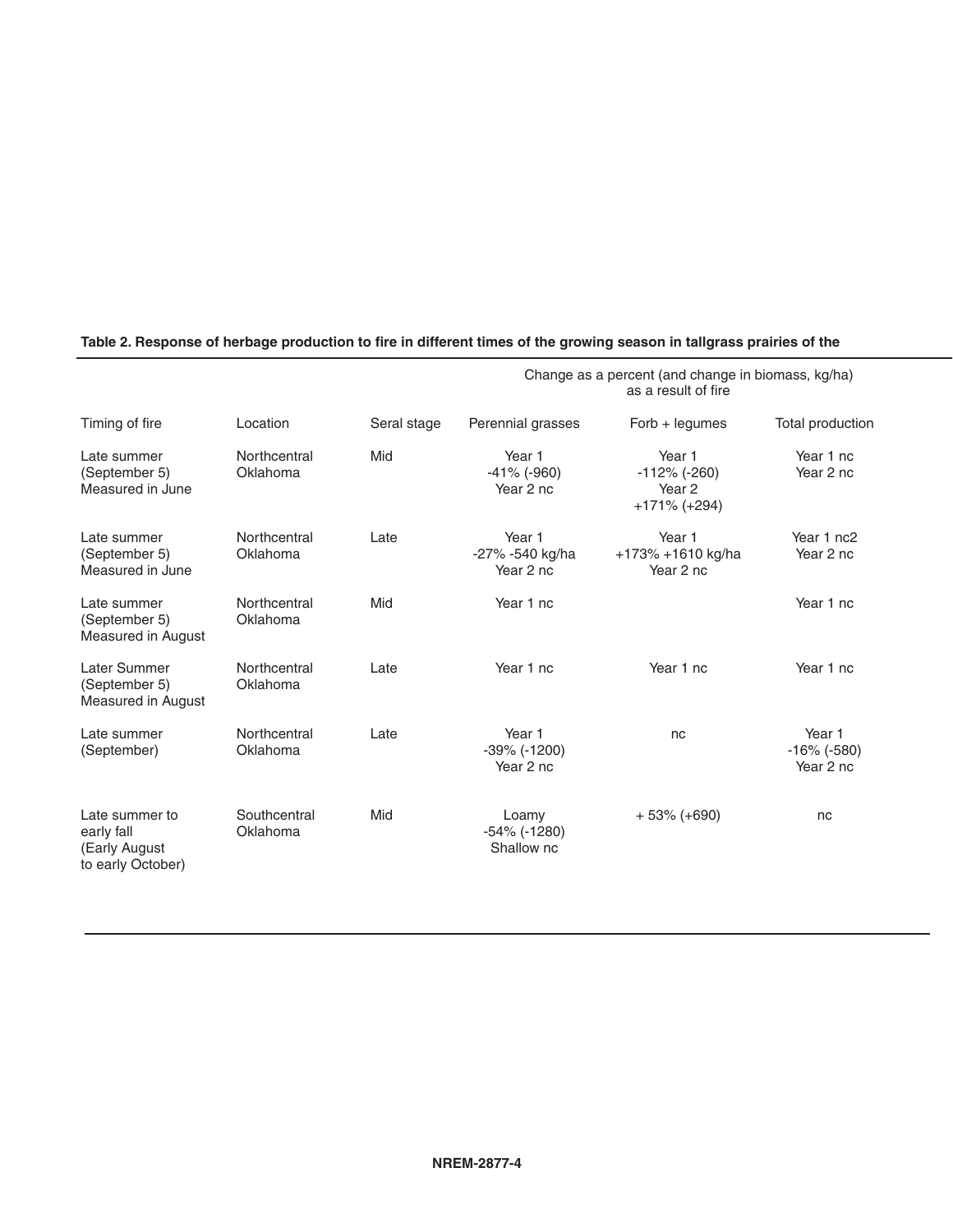**Table 2. Response of herbage production to fire in different times of the growing season in tallgrass prairies of the**

| Timing of fire | Location | Seral stage | Change as a percent (and change in biomass, kg/ha) as a result of fire | | |
|---|---|---|---|---|---|
| | | | Perennial grasses | Forb + legumes | Total production |
| Late summer (September 5) Measured in June | Northcentral Oklahoma | Mid | Year 1 -41% (-960) Year 2 nc | Year 1 -112% (-260) Year 2 +171% (+294) | Year 1 nc Year 2 nc |
| Late summer (September 5) Measured in June | Northcentral Oklahoma | Late | Year 1 -27% -540 kg/ha Year 2 nc | Year 1 +173% +1610 kg/ha Year 2 nc | Year 1 nc2 Year 2 nc |
| Late summer (September 5) Measured in August | Northcentral Oklahoma | Mid | Year 1 nc | | Year 1 nc |
| Later Summer (September 5) Measured in August | Northcentral Oklahoma | Late | Year 1 nc | Year 1 nc | Year 1 nc |
| Late summer (September) | Northcentral Oklahoma | Late | Year 1 -39% (-1200) Year 2 nc | nc | Year 1 -16% (-580) Year 2 nc |
| Late summer to early fall (Early August to early October) | Southcentral Oklahoma | Mid | Loamy -54% (-1280) Shallow nc | + 53% (+690) | nc |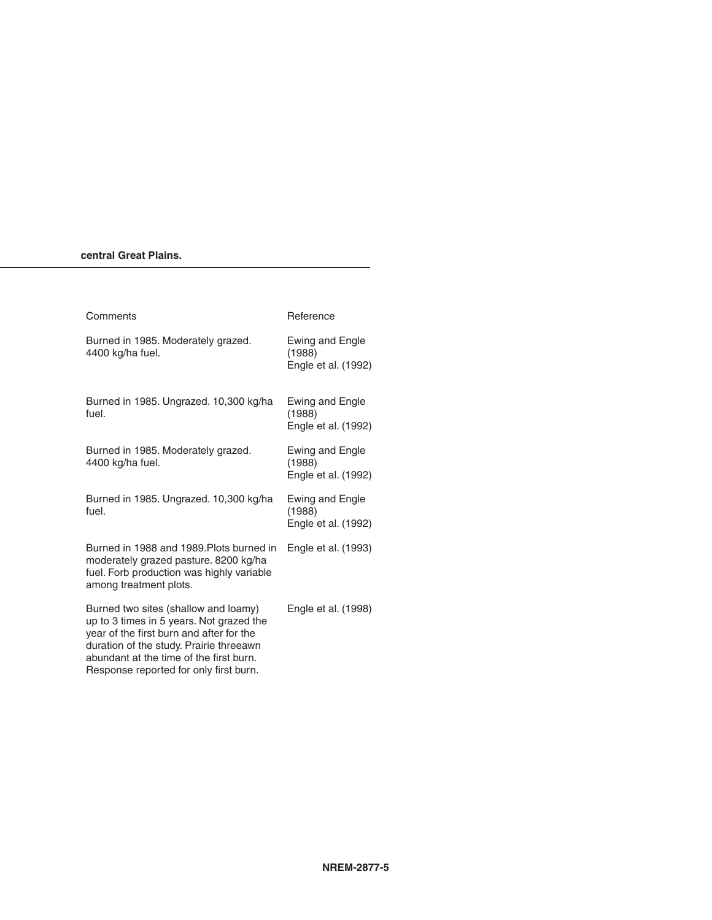**central Great Plains.**

| Comments | Reference |
|---|---|
| Burned in 1985. Moderately grazed. 4400 kg/ha fuel. | Ewing and Engle (1988) Engle et al. (1992) |
| Burned in 1985. Ungrazed. 10,300 kg/ha fuel. | Ewing and Engle (1988) Engle et al. (1992) |
| Burned in 1985. Moderately grazed. 4400 kg/ha fuel. | Ewing and Engle (1988) Engle et al. (1992) |
| Burned in 1985. Ungrazed. 10,300 kg/ha fuel. | Ewing and Engle (1988) Engle et al. (1992) |
| Burned in 1988 and 1989.Plots burned in moderately grazed pasture. 8200 kg/ha fuel. Forb production was highly variable among treatment plots. | Engle et al. (1993) |
| Burned two sites (shallow and loamy) up to 3 times in 5 years. Not grazed the year of the first burn and after for the duration of the study. Prairie threeawn abundant at the time of the first burn. Response reported for only first burn. | Engle et al. (1998) |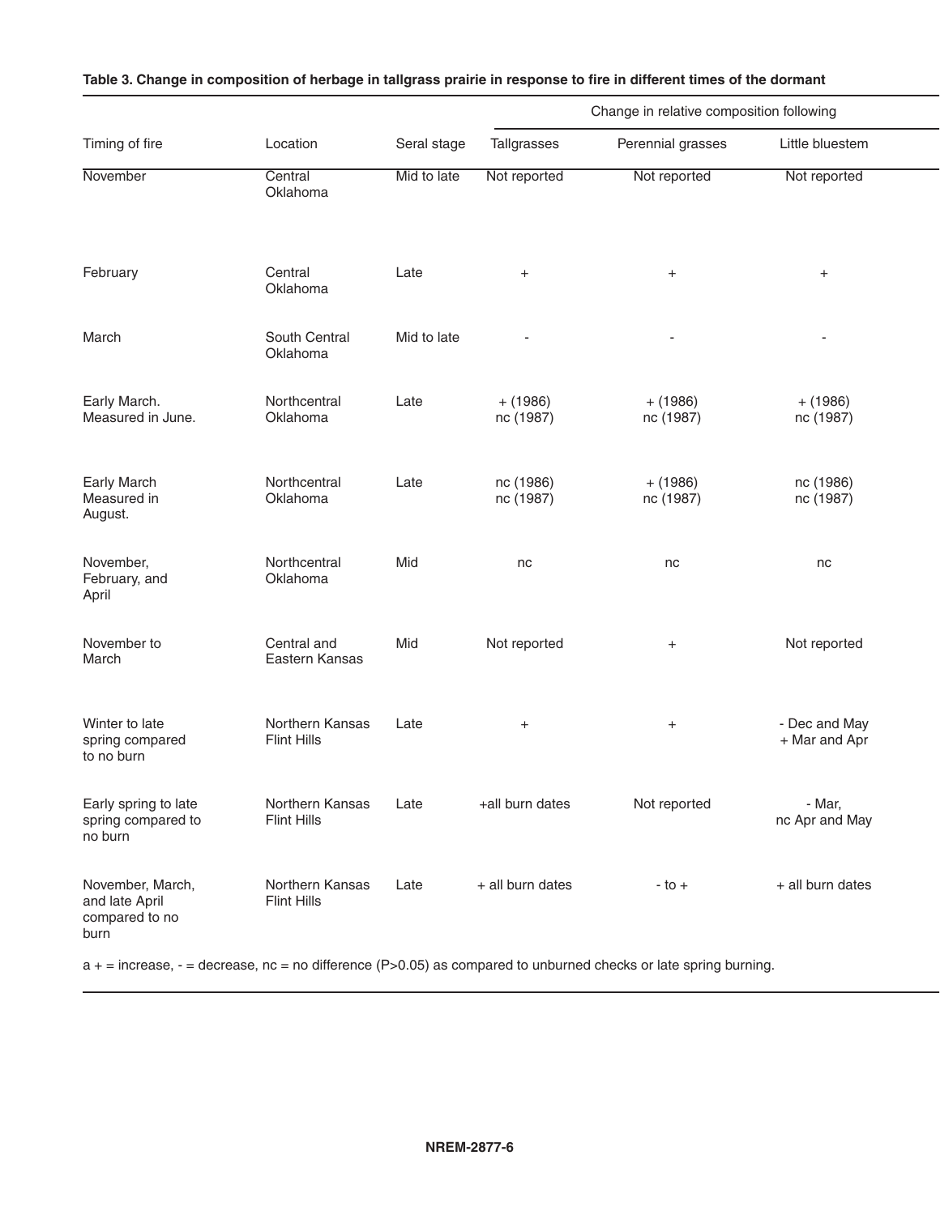**Table 3. Change in composition of herbage in tallgrass prairie in response to fire in different times of the dormant**

| | | | Change in relative composition following | | |
|---|---|---|---|---|---|
| Timing of fire | Location | Seral stage | Tallgrasses | Perennial grasses | Little bluestem |
| November | Central Oklahoma | Mid to late | Not reported | Not reported | Not reported |
| February | Central Oklahoma | Late | + | + | + |
| March | South Central Oklahoma | Mid to late | - | - | - |
| Early March. Measured in June. | Northcentral Oklahoma | Late | + (1986) nc (1987) | + (1986) nc (1987) | + (1986) nc (1987) |
| Early March Measured in August. | Northcentral Oklahoma | Late | nc (1986) nc (1987) | + (1986) nc (1987) | nc (1986) nc (1987) |
| November, February, and April | Northcentral Oklahoma | Mid | nc | nc | nc |
| November to March | Central and Eastern Kansas | Mid | Not reported | + | Not reported |
| Winter to late spring compared to no burn | Northern Kansas Flint Hills | Late | + | + | - Dec and May + Mar and Apr |
| Early spring to late spring compared to no burn | Northern Kansas Flint Hills | Late | +all burn dates | Not reported | - Mar, nc Apr and May |
| November, March, and late April compared to no burn | Northern Kansas Flint Hills | Late | + all burn dates | - to + | + all burn dates |

a + = increase, - = decrease, nc = no difference (P>0.05) as compared to unburned checks or late spring burning.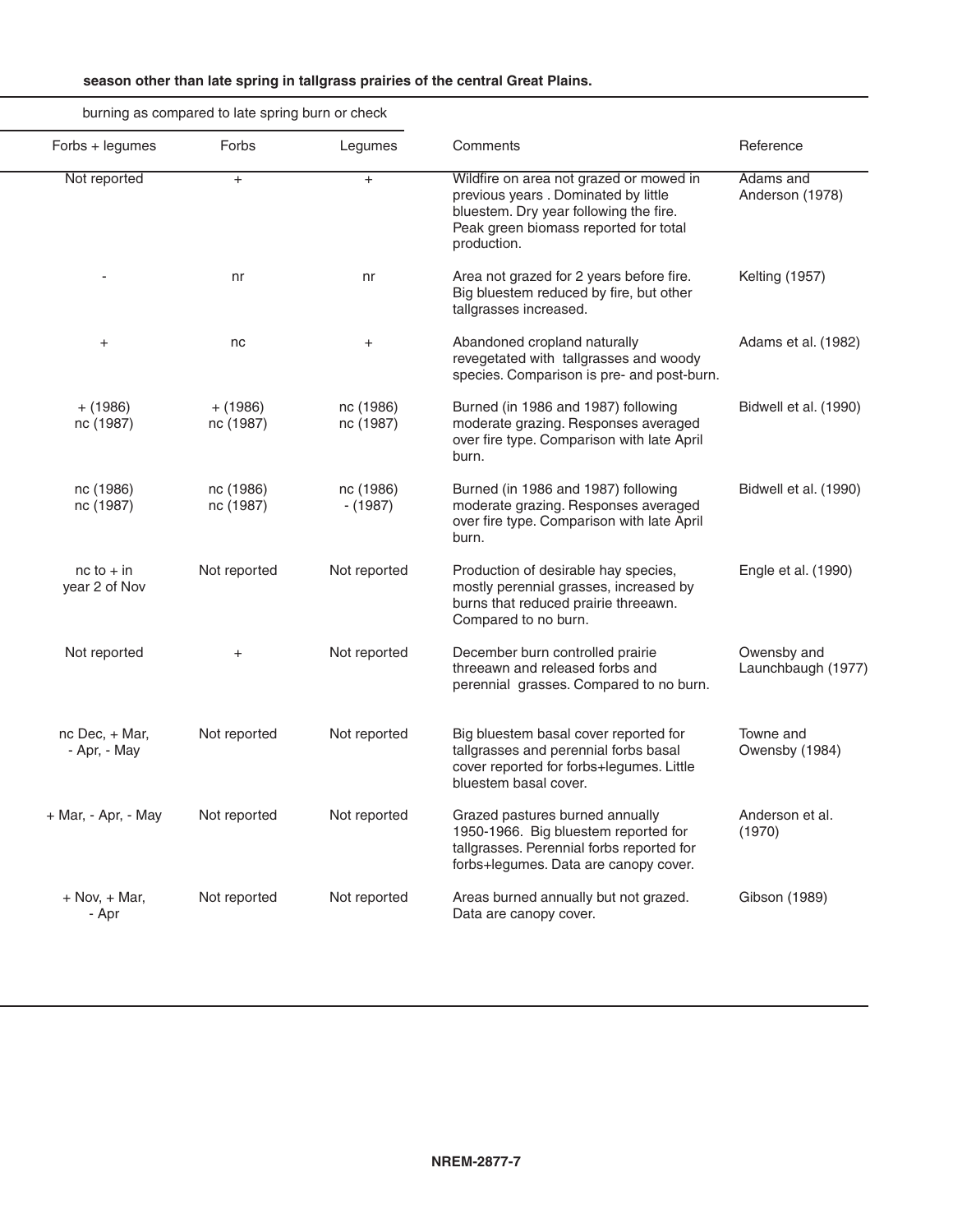**season other than late spring in tallgrass prairies of the central Great Plains.**

| burning as compared to late spring burn or check | | | | |
|---|---|---|---|---|
| Forbs + legumes | Forbs | Legumes | Comments | Reference |
| Not reported | + | + | Wildfire on area not grazed or mowed in previous years . Dominated by little bluestem. Dry year following the fire. Peak green biomass reported for total production. | Adams and Anderson (1978) |
| - | nr | nr | Area not grazed for 2 years before fire. Big bluestem reduced by fire, but other tallgrasses increased. | Kelting (1957) |
| + | nc | + | Abandoned cropland naturally revegetated with tallgrasses and woody species. Comparison is pre- and post-burn. | Adams et al. (1982) |
| + (1986) nc (1987) | + (1986) nc (1987) | nc (1986) nc (1987) | Burned (in 1986 and 1987) following moderate grazing. Responses averaged over fire type. Comparison with late April burn. | Bidwell et al. (1990) |
| nc (1986) nc (1987) | nc (1986) nc (1987) | nc (1986) - (1987) | Burned (in 1986 and 1987) following moderate grazing. Responses averaged over fire type. Comparison with late April burn. | Bidwell et al. (1990) |
| nc to + in year 2 of Nov | Not reported | Not reported | Production of desirable hay species, mostly perennial grasses, increased by burns that reduced prairie threeawn. Compared to no burn. | Engle et al. (1990) |
| Not reported | + | Not reported | December burn controlled prairie threeawn and released forbs and perennial grasses. Compared to no burn. | Owensby and Launchbaugh (1977) |
| nc Dec, + Mar, - Apr, - May | Not reported | Not reported | Big bluestem basal cover reported for tallgrasses and perennial forbs basal cover reported for forbs+legumes. Little bluestem basal cover. | Towne and Owensby (1984) |
| + Mar, - Apr, - May | Not reported | Not reported | Grazed pastures burned annually 1950-1966. Big bluestem reported for tallgrasses. Perennial forbs reported for forbs+legumes. Data are canopy cover. | Anderson et al. (1970) |
| + Nov, + Mar, - Apr | Not reported | Not reported | Areas burned annually but not grazed. Data are canopy cover. | Gibson (1989) |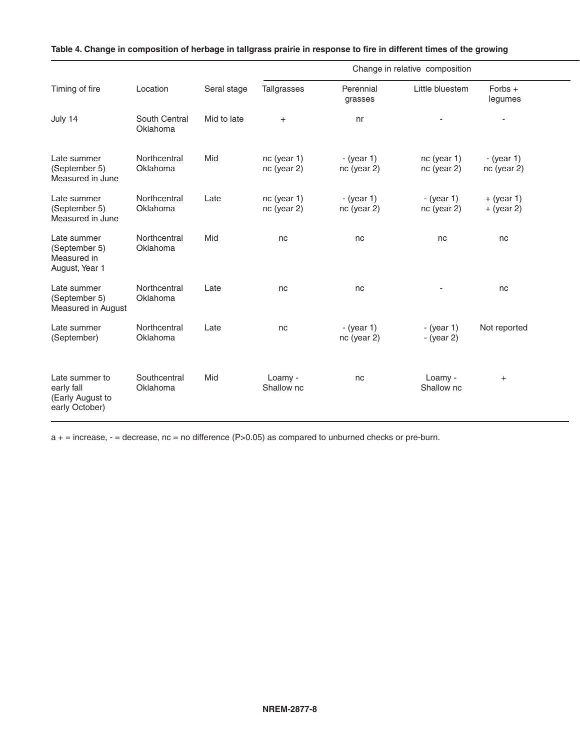**Table 4. Change in composition of herbage in tallgrass prairie in response to fire in different times of the growing**

| Timing of fire | Location | Seral stage | Change in relative composition | | | |
|---|---|---|---|---|---|---|
| | | | Tallgrasses | Perennial grasses | Little bluestem | Forbs + legumes |
| July 14 | South Central Oklahoma | Mid to late | + | nr | - | - |
| Late summer (September 5) Measured in June | Northcentral Oklahoma | Mid | nc (year 1) nc (year 2) | - (year 1) nc (year 2) | nc (year 1) nc (year 2) | - (year 1) nc (year 2) |
| Late summer (September 5) Measured in June | Northcentral Oklahoma | Late | nc (year 1) nc (year 2) | - (year 1) nc (year 2) | - (year 1) nc (year 2) | + (year 1) + (year 2) |
| Late summer (September 5) Measured in August, Year 1 | Northcentral Oklahoma | Mid | nc | nc | nc | nc |
| Late summer (September 5) Measured in August | Northcentral Oklahoma | Late | nc | nc | - | nc |
| Late summer (September) | Northcentral Oklahoma | Late | nc | - (year 1) nc (year 2) | - (year 1) - (year 2) | Not reported |
| Late summer to early fall (Early August to early October) | Southcentral Oklahoma | Mid | Loamy - Shallow nc | nc | Loamy - Shallow nc | + |

a + = increase, - = decrease, nc = no difference (P>0.05) as compared to unburned checks or pre-burn.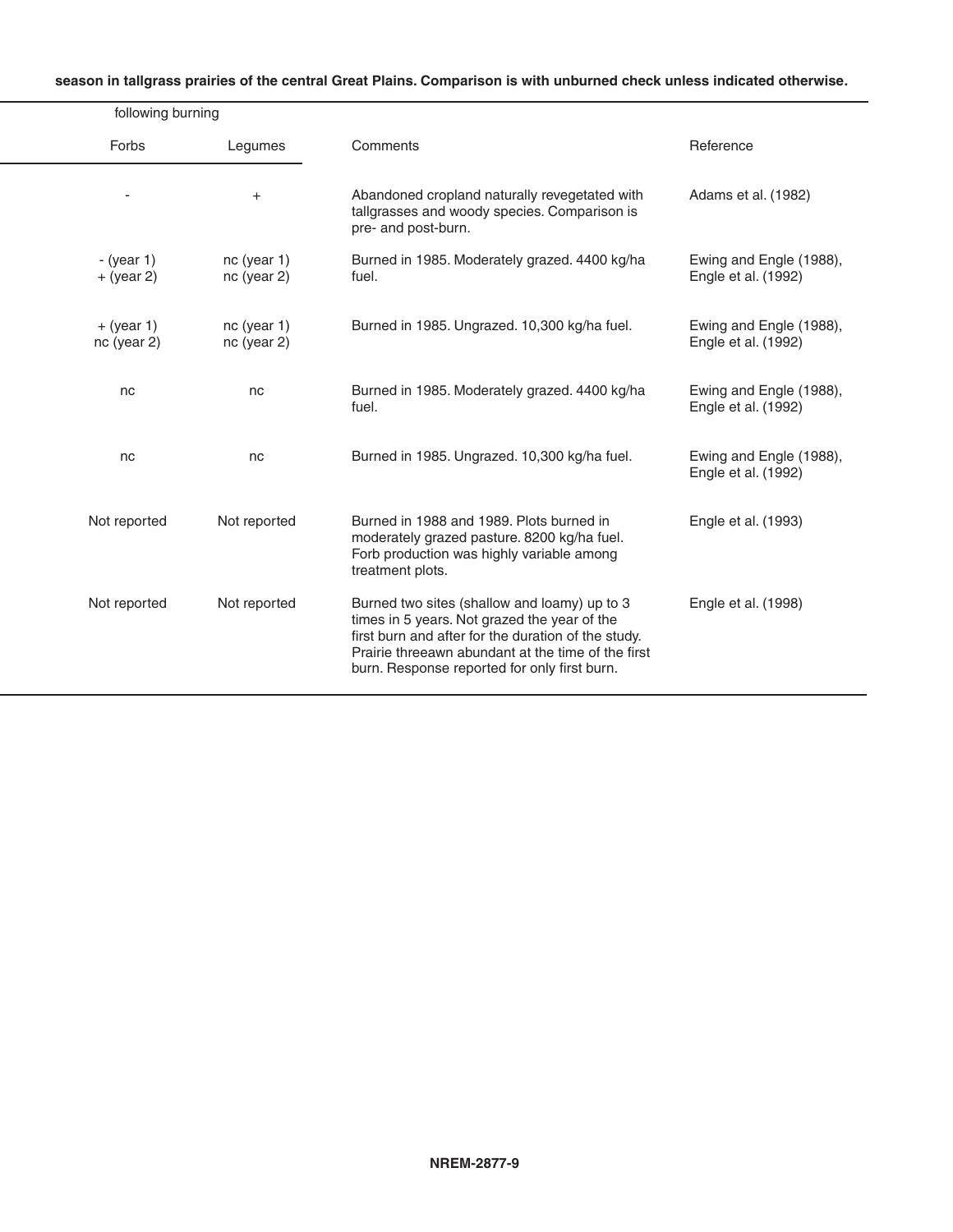**season in tallgrass prairies of the central Great Plains. Comparison is with unburned check unless indicated otherwise.**

| following burning | | | |
|---|---|---|---|
| Forbs | Legumes | Comments | Reference |
| - | + | Abandoned cropland naturally revegetated with tallgrasses and woody species. Comparison is pre- and post-burn. | Adams et al. (1982) |
| - (year 1)<br>+ (year 2) | nc (year 1)<br>nc (year 2) | Burned in 1985. Moderately grazed. 4400 kg/ha fuel. | Ewing and Engle (1988), Engle et al. (1992) |
| + (year 1)<br>nc (year 2) | nc (year 1)<br>nc (year 2) | Burned in 1985. Ungrazed. 10,300 kg/ha fuel. | Ewing and Engle (1988), Engle et al. (1992) |
| nc | nc | Burned in 1985. Moderately grazed. 4400 kg/ha fuel. | Ewing and Engle (1988), Engle et al. (1992) |
| nc | nc | Burned in 1985. Ungrazed. 10,300 kg/ha fuel. | Ewing and Engle (1988), Engle et al. (1992) |
| Not reported | Not reported | Burned in 1988 and 1989. Plots burned in moderately grazed pasture. 8200 kg/ha fuel. Forb production was highly variable among treatment plots. | Engle et al. (1993) |
| Not reported | Not reported | Burned two sites (shallow and loamy) up to 3 times in 5 years. Not grazed the year of the first burn and after for the duration of the study. Prairie threeawn abundant at the time of the first burn. Response reported for only first burn. | Engle et al. (1998) |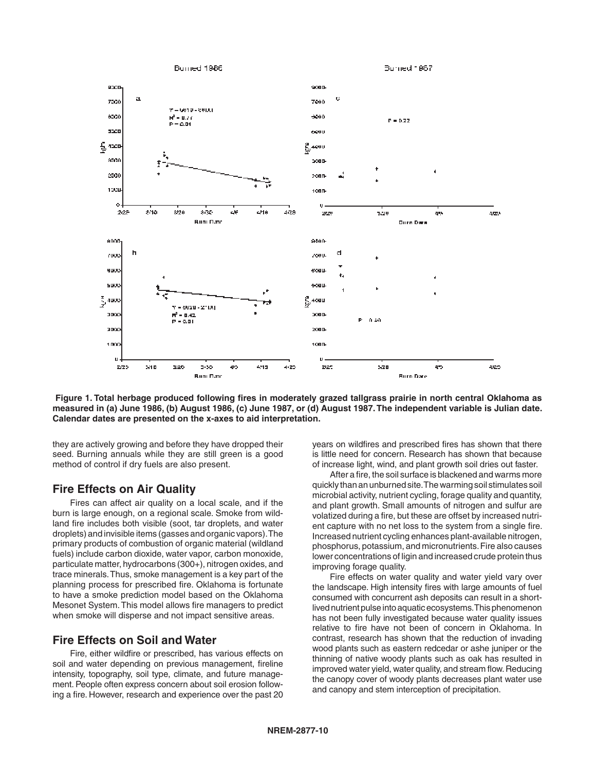**Figure 1. Total herbage produced following fires in moderately grazed tallgrass prairie in north central Oklahoma as measured in (a) June 1986, (b) August 1986, (c) June 1987, or (d) August 1987. The independent variable is Julian date. Calendar dates are presented on the x-axes to aid interpretation.**

they are actively growing and before they have dropped their seed. Burning annuals while they are still green is a good method of control if dry fuels are also present.

## Fire Effects on Air Quality

Fires can affect air quality on a local scale, and if the burn is large enough, on a regional scale. Smoke from wildland fire includes both visible (soot, tar droplets, and water droplets) and invisible items (gasses and organic vapors). The primary products of combustion of organic material (wildland fuels) include carbon dioxide, water vapor, carbon monoxide, particulate matter, hydrocarbons (300+), nitrogen oxides, and trace minerals. Thus, smoke management is a key part of the planning process for prescribed fire. Oklahoma is fortunate to have a smoke prediction model based on the Oklahoma Mesonet System. This model allows fire managers to predict when smoke will disperse and not impact sensitive areas.

## Fire Effects on Soil and Water

Fire, either wildfire or prescribed, has various effects on soil and water depending on previous management, fireline intensity, topography, soil type, climate, and future management. People often express concern about soil erosion following a fire. However, research and experience over the past 20 years on wildfires and prescribed fires has shown that there is little need for concern. Research has shown that because of increase light, wind, and plant growth soil dries out faster.

After a fire, the soil surface is blackened and warms more quickly than an unburned site. The warming soil stimulates soil microbial activity, nutrient cycling, forage quality and quantity, and plant growth. Small amounts of nitrogen and sulfur are volatized during a fire, but these are offset by increased nutrient capture with no net loss to the system from a single fire. Increased nutrient cycling enhances plant-available nitrogen, phosphorus, potassium, and micronutrients. Fire also causes lower concentrations of ligin and increased crude protein thus improving forage quality.

Fire effects on water quality and water yield vary over the landscape. High intensity fires with large amounts of fuel consumed with concurrent ash deposits can result in a short-lived nutrient pulse into aquatic ecosystems. This phenomenon has not been fully investigated because water quality issues relative to fire have not been of concern in Oklahoma. In contrast, research has shown that the reduction of invading wood plants such as eastern redcedar or ashe juniper or the thinning of native woody plants such as oak has resulted in improved water yield, water quality, and stream flow. Reducing the canopy cover of woody plants decreases plant water use and canopy and stem interception of precipitation.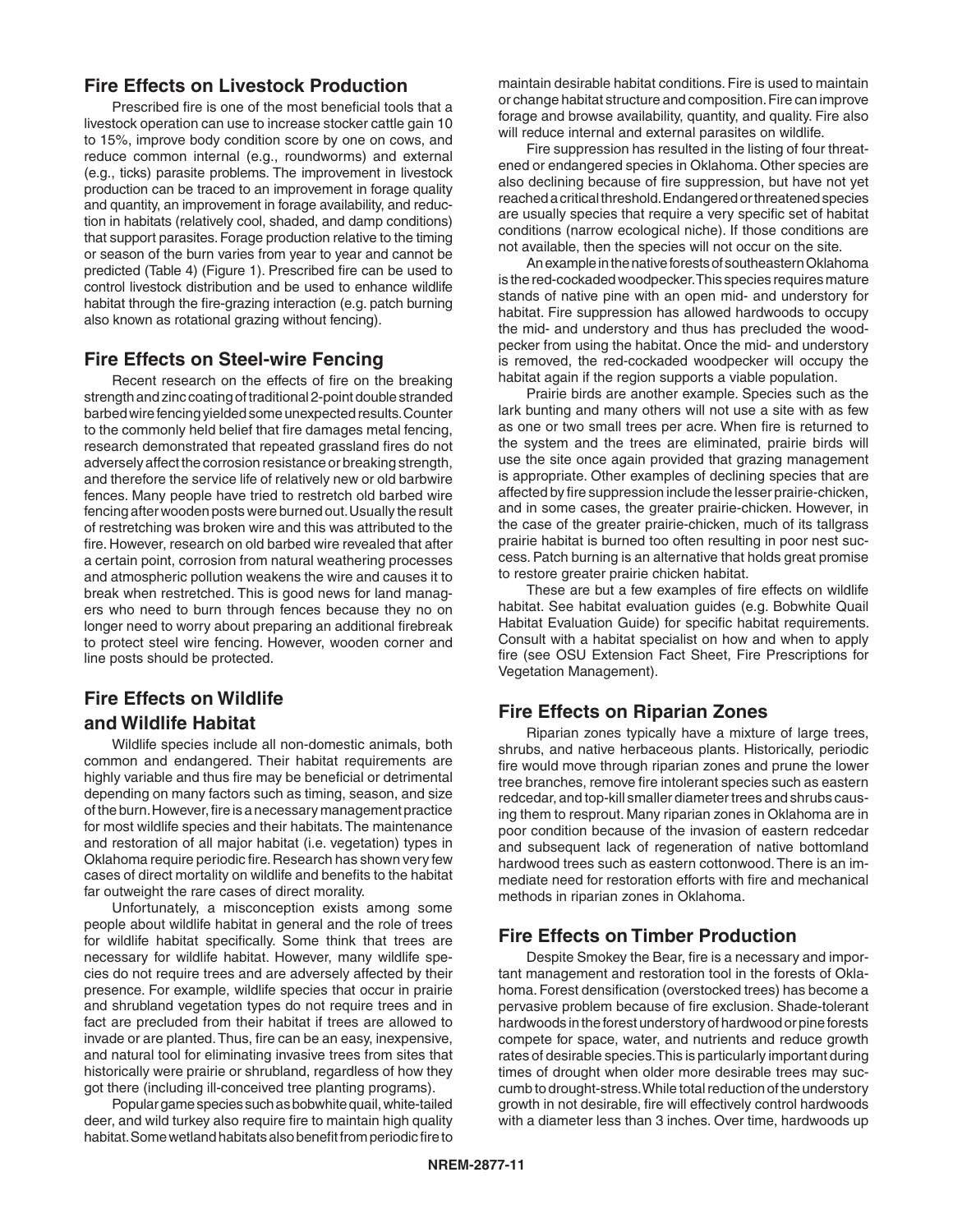## Fire Effects on Livestock Production

Prescribed fire is one of the most beneficial tools that a livestock operation can use to increase stocker cattle gain 10 to 15%, improve body condition score by one on cows, and reduce common internal (e.g., roundworms) and external (e.g., ticks) parasite problems. The improvement in livestock production can be traced to an improvement in forage quality and quantity, an improvement in forage availability, and reduction in habitats (relatively cool, shaded, and damp conditions) that support parasites. Forage production relative to the timing or season of the burn varies from year to year and cannot be predicted (Table 4) (Figure 1). Prescribed fire can be used to control livestock distribution and be used to enhance wildlife habitat through the fire-grazing interaction (e.g. patch burning also known as rotational grazing without fencing).

## Fire Effects on Steel-wire Fencing

Recent research on the effects of fire on the breaking strength and zinc coating of traditional 2-point double stranded barbed wire fencing yielded some unexpected results. Counter to the commonly held belief that fire damages metal fencing, research demonstrated that repeated grassland fires do not adversely affect the corrosion resistance or breaking strength, and therefore the service life of relatively new or old barbwire fences. Many people have tried to restretch old barbed wire fencing after wooden posts were burned out. Usually the result of restretching was broken wire and this was attributed to the fire. However, research on old barbed wire revealed that after a certain point, corrosion from natural weathering processes and atmospheric pollution weakens the wire and causes it to break when restretched. This is good news for land managers who need to burn through fences because they no on longer need to worry about preparing an additional firebreak to protect steel wire fencing. However, wooden corner and line posts should be protected.

## Fire Effects on Wildlife and Wildlife Habitat

Wildlife species include all non-domestic animals, both common and endangered. Their habitat requirements are highly variable and thus fire may be beneficial or detrimental depending on many factors such as timing, season, and size of the burn. However, fire is a necessary management practice for most wildlife species and their habitats. The maintenance and restoration of all major habitat (i.e. vegetation) types in Oklahoma require periodic fire. Research has shown very few cases of direct mortality on wildlife and benefits to the habitat far outweight the rare cases of direct morality.

Unfortunately, a misconception exists among some people about wildlife habitat in general and the role of trees for wildlife habitat specifically. Some think that trees are necessary for wildlife habitat. However, many wildlife species do not require trees and are adversely affected by their presence. For example, wildlife species that occur in prairie and shrubland vegetation types do not require trees and in fact are precluded from their habitat if trees are allowed to invade or are planted. Thus, fire can be an easy, inexpensive, and natural tool for eliminating invasive trees from sites that historically were prairie or shrubland, regardless of how they got there (including ill-conceived tree planting programs).

Popular game species such as bobwhite quail, white-tailed deer, and wild turkey also require fire to maintain high quality habitat. Some wetland habitats also benefit from periodic fire to maintain desirable habitat conditions. Fire is used to maintain or change habitat structure and composition. Fire can improve forage and browse availability, quantity, and quality. Fire also will reduce internal and external parasites on wildlife.

Fire suppression has resulted in the listing of four threatened or endangered species in Oklahoma. Other species are also declining because of fire suppression, but have not yet reached a critical threshold. Endangered or threatened species are usually species that require a very specific set of habitat conditions (narrow ecological niche). If those conditions are not available, then the species will not occur on the site.

An example in the native forests of southeastern Oklahoma is the red-cockaded woodpecker. This species requires mature stands of native pine with an open mid- and understory for habitat. Fire suppression has allowed hardwoods to occupy the mid- and understory and thus has precluded the woodpecker from using the habitat. Once the mid- and understory is removed, the red-cockaded woodpecker will occupy the habitat again if the region supports a viable population.

Prairie birds are another example. Species such as the lark bunting and many others will not use a site with as few as one or two small trees per acre. When fire is returned to the system and the trees are eliminated, prairie birds will use the site once again provided that grazing management is appropriate. Other examples of declining species that are affected by fire suppression include the lesser prairie-chicken, and in some cases, the greater prairie-chicken. However, in the case of the greater prairie-chicken, much of its tallgrass prairie habitat is burned too often resulting in poor nest success. Patch burning is an alternative that holds great promise to restore greater prairie chicken habitat.

These are but a few examples of fire effects on wildlife habitat. See habitat evaluation guides (e.g. Bobwhite Quail Habitat Evaluation Guide) for specific habitat requirements. Consult with a habitat specialist on how and when to apply fire (see OSU Extension Fact Sheet, Fire Prescriptions for Vegetation Management).

## Fire Effects on Riparian Zones

Riparian zones typically have a mixture of large trees, shrubs, and native herbaceous plants. Historically, periodic fire would move through riparian zones and prune the lower tree branches, remove fire intolerant species such as eastern redcedar, and top-kill smaller diameter trees and shrubs causing them to resprout. Many riparian zones in Oklahoma are in poor condition because of the invasion of eastern redcedar and subsequent lack of regeneration of native bottomland hardwood trees such as eastern cottonwood. There is an immediate need for restoration efforts with fire and mechanical methods in riparian zones in Oklahoma.

## Fire Effects on Timber Production

Despite Smokey the Bear, fire is a necessary and important management and restoration tool in the forests of Oklahoma. Forest densification (overstocked trees) has become a pervasive problem because of fire exclusion. Shade-tolerant hardwoods in the forest understory of hardwood or pine forests compete for space, water, and nutrients and reduce growth rates of desirable species. This is particularly important during times of drought when older more desirable trees may succumb to drought-stress. While total reduction of the understory growth in not desirable, fire will effectively control hardwoods with a diameter less than 3 inches. Over time, hardwoods up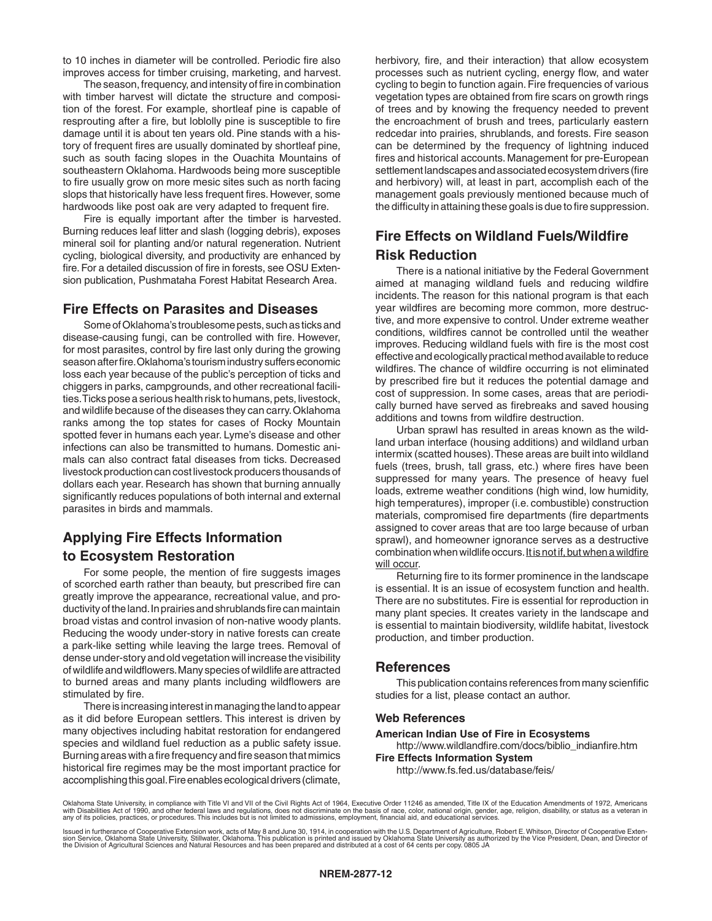to 10 inches in diameter will be controlled. Periodic fire also improves access for timber cruising, marketing, and harvest.

The season, frequency, and intensity of fire in combination with timber harvest will dictate the structure and composition of the forest. For example, shortleaf pine is capable of resprouting after a fire, but loblolly pine is susceptible to fire damage until it is about ten years old. Pine stands with a history of frequent fires are usually dominated by shortleaf pine, such as south facing slopes in the Ouachita Mountains of southeastern Oklahoma. Hardwoods being more susceptible to fire usually grow on more mesic sites such as north facing slops that historically have less frequent fires. However, some hardwoods like post oak are very adapted to frequent fire.

Fire is equally important after the timber is harvested. Burning reduces leaf litter and slash (logging debris), exposes mineral soil for planting and/or natural regeneration. Nutrient cycling, biological diversity, and productivity are enhanced by fire. For a detailed discussion of fire in forests, see OSU Extension publication, Pushmataha Forest Habitat Research Area.

## Fire Effects on Parasites and Diseases

Some of Oklahoma's troublesome pests, such as ticks and disease-causing fungi, can be controlled with fire. However, for most parasites, control by fire last only during the growing season after fire. Oklahoma's tourism industry suffers economic loss each year because of the public's perception of ticks and chiggers in parks, campgrounds, and other recreational facilities. Ticks pose a serious health risk to humans, pets, livestock, and wildlife because of the diseases they can carry. Oklahoma ranks among the top states for cases of Rocky Mountain spotted fever in humans each year. Lyme's disease and other infections can also be transmitted to humans. Domestic animals can also contract fatal diseases from ticks. Decreased livestock production can cost livestock producers thousands of dollars each year. Research has shown that burning annually significantly reduces populations of both internal and external parasites in birds and mammals.

## Applying Fire Effects Information to Ecosystem Restoration

For some people, the mention of fire suggests images of scorched earth rather than beauty, but prescribed fire can greatly improve the appearance, recreational value, and productivity of the land. In prairies and shrublands fire can maintain broad vistas and control invasion of non-native woody plants. Reducing the woody under-story in native forests can create a park-like setting while leaving the large trees. Removal of dense under-story and old vegetation will increase the visibility of wildlife and wildflowers. Many species of wildlife are attracted to burned areas and many plants including wildflowers are stimulated by fire.

There is increasing interest in managing the land to appear as it did before European settlers. This interest is driven by many objectives including habitat restoration for endangered species and wildland fuel reduction as a public safety issue. Burning areas with a fire frequency and fire season that mimics historical fire regimes may be the most important practice for accomplishing this goal. Fire enables ecological drivers (climate, herbivory, fire, and their interaction) that allow ecosystem processes such as nutrient cycling, energy flow, and water cycling to begin to function again. Fire frequencies of various vegetation types are obtained from fire scars on growth rings of trees and by knowing the frequency needed to prevent the encroachment of brush and trees, particularly eastern redcedar into prairies, shrublands, and forests. Fire season can be determined by the frequency of lightning induced fires and historical accounts. Management for pre-European settlement landscapes and associated ecosystem drivers (fire and herbivory) will, at least in part, accomplish each of the management goals previously mentioned because much of the difficulty in attaining these goals is due to fire suppression.

## Fire Effects on Wildland Fuels/Wildfire Risk Reduction

There is a national initiative by the Federal Government aimed at managing wildland fuels and reducing wildfire incidents. The reason for this national program is that each year wildfires are becoming more common, more destructive, and more expensive to control. Under extreme weather conditions, wildfires cannot be controlled until the weather improves. Reducing wildland fuels with fire is the most cost effective and ecologically practical method available to reduce wildfires. The chance of wildfire occurring is not eliminated by prescribed fire but it reduces the potential damage and cost of suppression. In some cases, areas that are periodically burned have served as firebreaks and saved housing additions and towns from wildfire destruction.

Urban sprawl has resulted in areas known as the wildland urban interface (housing additions) and wildland urban intermix (scatted houses). These areas are built into wildland fuels (trees, brush, tall grass, etc.) where fires have been suppressed for many years. The presence of heavy fuel loads, extreme weather conditions (high wind, low humidity, high temperatures), improper (i.e. combustible) construction materials, compromised fire departments (fire departments assigned to cover areas that are too large because of urban sprawl), and homeowner ignorance serves as a destructive combination when wildfire occurs. <u>It is not if, but when a wildfire will occur</u>.

Returning fire to its former prominence in the landscape is essential. It is an issue of ecosystem function and health. There are no substitutes. Fire is essential for reproduction in many plant species. It creates variety in the landscape and is essential to maintain biodiversity, wildlife habitat, livestock production, and timber production.

## References

This publication contains references from many scienfific studies for a list, please contact an author.

### Web References

**American Indian Use of Fire in Ecosystems**
http://www.wildlandfire.com/docs/biblio_indianfire.htm

**Fire Effects Information System**
http://www.fs.fed.us/database/feis/

Oklahoma State University, in compliance with Title VI and VII of the Civil Rights Act of 1964, Executive Order 11246 as amended, Title IX of the Education Amendments of 1972, Americans with Disabilities Act of 1990, and other federal laws and regulations, does not discriminate on the basis of race, color, national origin, gender, age, religion, disability, or status as a veteran in any of its policies, practices, or procedures. This includes but is not limited to admissions, employment, financial aid, and educational services.

Issued in furtherance of Cooperative Extension work, acts of May 8 and June 30, 1914, in cooperation with the U.S. Department of Agriculture, Robert E. Whitson, Director of Cooperative Extension Service, Oklahoma State University, Stillwater, Oklahoma. This publication is printed and issued by Oklahoma State University as authorized by the Vice President, Dean, and Director of the Division of Agricultural Sciences and Natural Resources and has been prepared and distributed at a cost of 64 cents per copy. 0805 JA